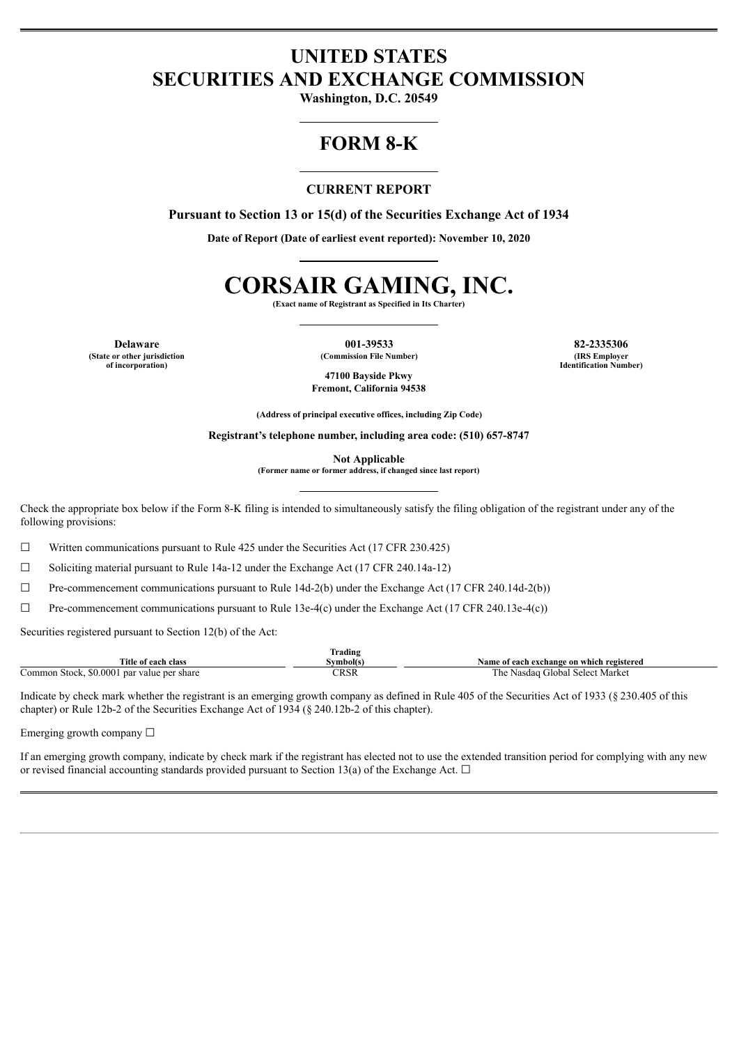# UNITED STATES
# SECURITIES AND EXCHANGE COMMISSION

**Washington, D.C. 20549**

# FORM 8-K

## CURRENT REPORT

**Pursuant to Section 13 or 15(d) of the Securities Exchange Act of 1934**

**Date of Report (Date of earliest event reported): November 10, 2020**

# CORSAIR GAMING, INC.

**(Exact name of Registrant as Specified in Its Charter)**

| **Delaware** | **001-39533** | **82-2335306** |
|---|---|---|
| **(State or other jurisdiction of incorporation)** | **(Commission File Number)** | **(IRS Employer Identification Number)** |

**47100 Bayside Pkwy**
**Fremont, California 94538**

**(Address of principal executive offices, including Zip Code)**

**Registrant's telephone number, including area code: (510) 657-8747**

**Not Applicable**
**(Former name or former address, if changed since last report)**

Check the appropriate box below if the Form 8-K filing is intended to simultaneously satisfy the filing obligation of the registrant under any of the following provisions:

☐ Written communications pursuant to Rule 425 under the Securities Act (17 CFR 230.425)

☐ Soliciting material pursuant to Rule 14a-12 under the Exchange Act (17 CFR 240.14a-12)

☐ Pre-commencement communications pursuant to Rule 14d-2(b) under the Exchange Act (17 CFR 240.14d-2(b))

☐ Pre-commencement communications pursuant to Rule 13e-4(c) under the Exchange Act (17 CFR 240.13e-4(c))

Securities registered pursuant to Section 12(b) of the Act:

| Title of each class | Trading Symbol(s) | Name of each exchange on which registered |
|---|---|---|
| Common Stock, $0.0001 par value per share | CRSR | The Nasdaq Global Select Market |

Indicate by check mark whether the registrant is an emerging growth company as defined in Rule 405 of the Securities Act of 1933 (§ 230.405 of this chapter) or Rule 12b-2 of the Securities Exchange Act of 1934 (§ 240.12b-2 of this chapter).

Emerging growth company ☐

If an emerging growth company, indicate by check mark if the registrant has elected not to use the extended transition period for complying with any new or revised financial accounting standards provided pursuant to Section 13(a) of the Exchange Act. ☐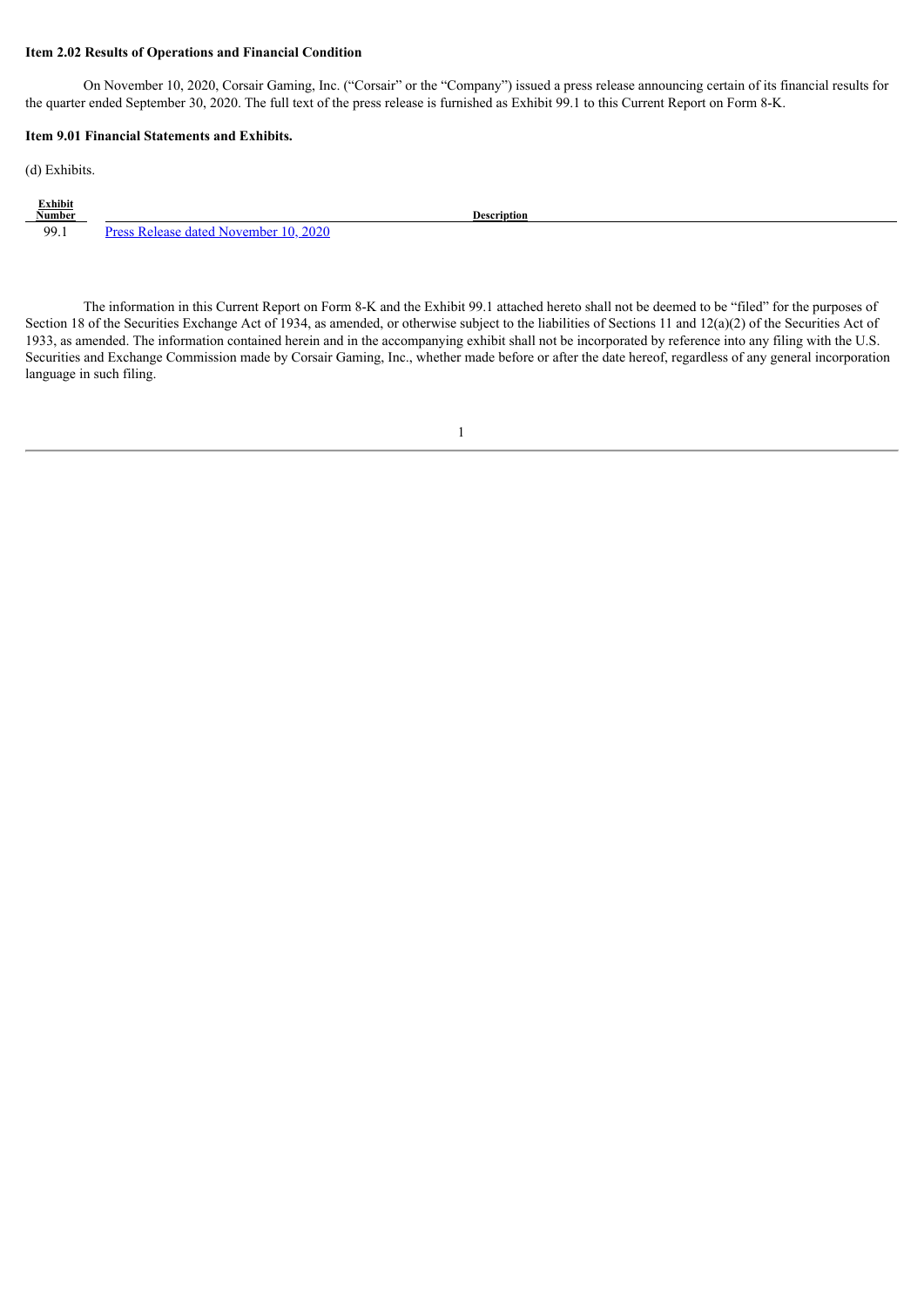**Item 2.02 Results of Operations and Financial Condition**

On November 10, 2020, Corsair Gaming, Inc. ("Corsair" or the "Company") issued a press release announcing certain of its financial results for the quarter ended September 30, 2020. The full text of the press release is furnished as Exhibit 99.1 to this Current Report on Form 8-K.

**Item 9.01 Financial Statements and Exhibits.**

(d) Exhibits.

| Exhibit Number | Description |
|---|---|
| 99.1 | Press Release dated November 10, 2020 |

The information in this Current Report on Form 8-K and the Exhibit 99.1 attached hereto shall not be deemed to be "filed" for the purposes of Section 18 of the Securities Exchange Act of 1934, as amended, or otherwise subject to the liabilities of Sections 11 and 12(a)(2) of the Securities Act of 1933, as amended. The information contained herein and in the accompanying exhibit shall not be incorporated by reference into any filing with the U.S. Securities and Exchange Commission made by Corsair Gaming, Inc., whether made before or after the date hereof, regardless of any general incorporation language in such filing.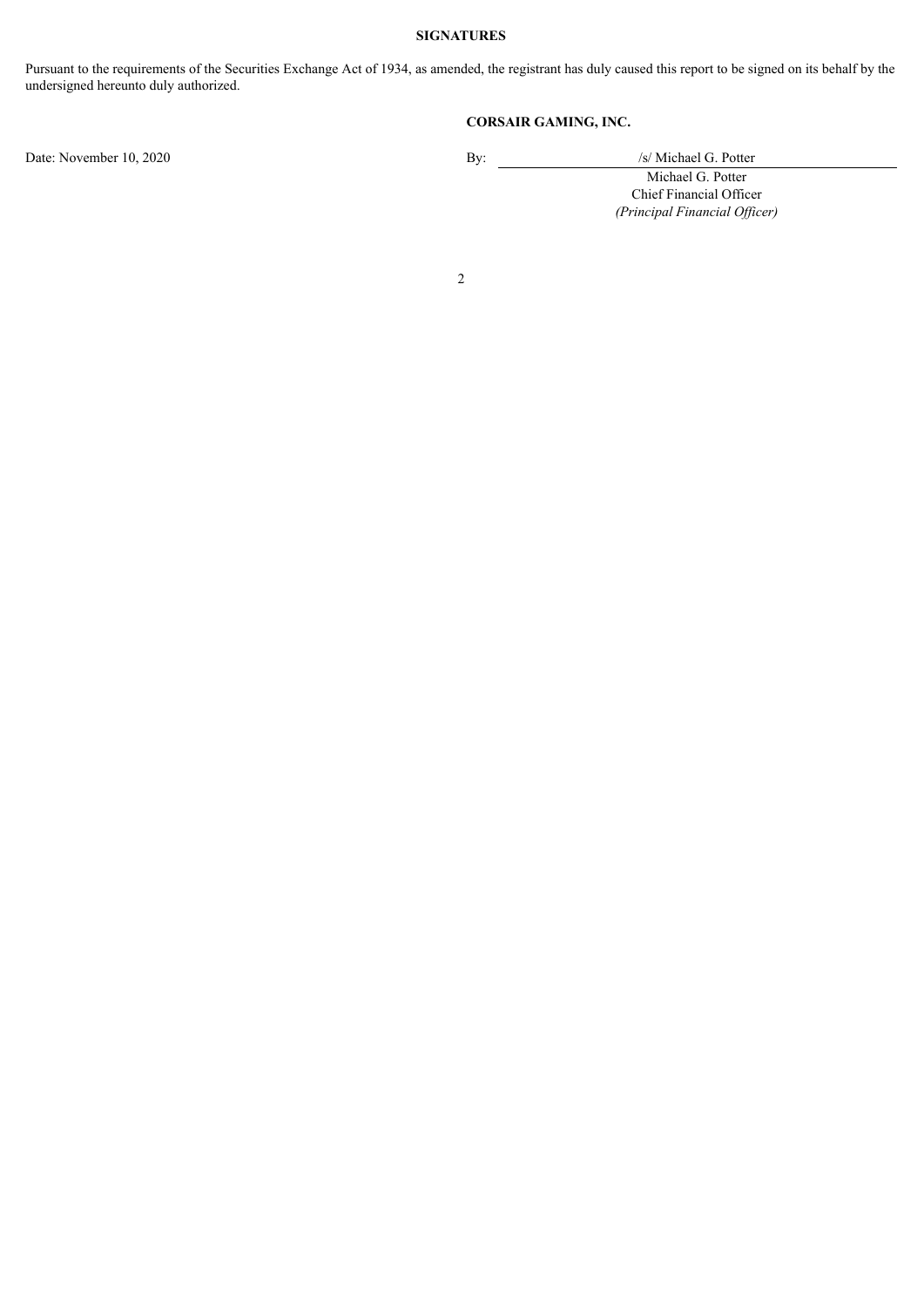**SIGNATURES**

Pursuant to the requirements of the Securities Exchange Act of 1934, as amended, the registrant has duly caused this report to be signed on its behalf by the undersigned hereunto duly authorized.

**CORSAIR GAMING, INC.**

| | |
|---|---|
| Date: November 10, 2020 | By: /s/ Michael G. Potter |
| | Michael G. Potter |
| | Chief Financial Officer |
| | *(Principal Financial Officer)* |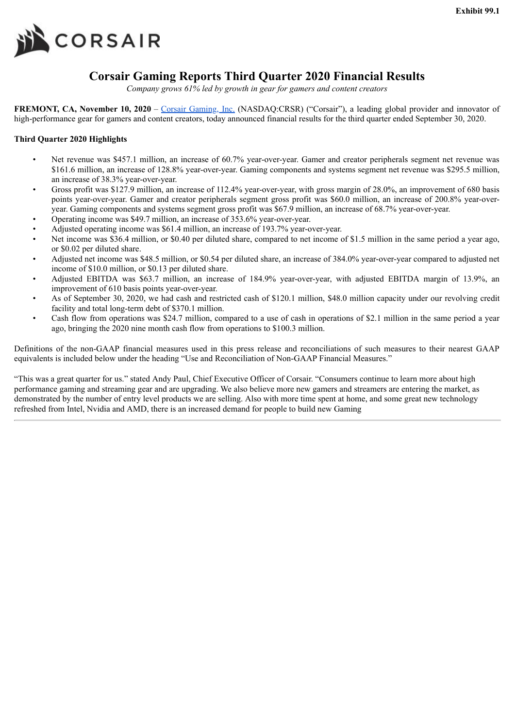Exhibit 99.1

# Corsair Gaming Reports Third Quarter 2020 Financial Results

*Company grows 61% led by growth in gear for gamers and content creators*

**FREMONT, CA, November 10, 2020** – Corsair Gaming, Inc. (NASDAQ:CRSR) ("Corsair"), a leading global provider and innovator of high-performance gear for gamers and content creators, today announced financial results for the third quarter ended September 30, 2020.

**Third Quarter 2020 Highlights**

- Net revenue was $457.1 million, an increase of 60.7% year-over-year. Gamer and creator peripherals segment net revenue was $161.6 million, an increase of 128.8% year-over-year. Gaming components and systems segment net revenue was $295.5 million, an increase of 38.3% year-over-year.
- Gross profit was $127.9 million, an increase of 112.4% year-over-year, with gross margin of 28.0%, an improvement of 680 basis points year-over-year. Gamer and creator peripherals segment gross profit was $60.0 million, an increase of 200.8% year-over-year. Gaming components and systems segment gross profit was $67.9 million, an increase of 68.7% year-over-year.
- Operating income was $49.7 million, an increase of 353.6% year-over-year.
- Adjusted operating income was $61.4 million, an increase of 193.7% year-over-year.
- Net income was $36.4 million, or $0.40 per diluted share, compared to net income of $1.5 million in the same period a year ago, or $0.02 per diluted share.
- Adjusted net income was $48.5 million, or $0.54 per diluted share, an increase of 384.0% year-over-year compared to adjusted net income of $10.0 million, or $0.13 per diluted share.
- Adjusted EBITDA was $63.7 million, an increase of 184.9% year-over-year, with adjusted EBITDA margin of 13.9%, an improvement of 610 basis points year-over-year.
- As of September 30, 2020, we had cash and restricted cash of $120.1 million, $48.0 million capacity under our revolving credit facility and total long-term debt of $370.1 million.
- Cash flow from operations was $24.7 million, compared to a use of cash in operations of $2.1 million in the same period a year ago, bringing the 2020 nine month cash flow from operations to $100.3 million.

Definitions of the non-GAAP financial measures used in this press release and reconciliations of such measures to their nearest GAAP equivalents is included below under the heading "Use and Reconciliation of Non-GAAP Financial Measures."

"This was a great quarter for us." stated Andy Paul, Chief Executive Officer of Corsair. "Consumers continue to learn more about high performance gaming and streaming gear and are upgrading. We also believe more new gamers and streamers are entering the market, as demonstrated by the number of entry level products we are selling. Also with more time spent at home, and some great new technology refreshed from Intel, Nvidia and AMD, there is an increased demand for people to build new Gaming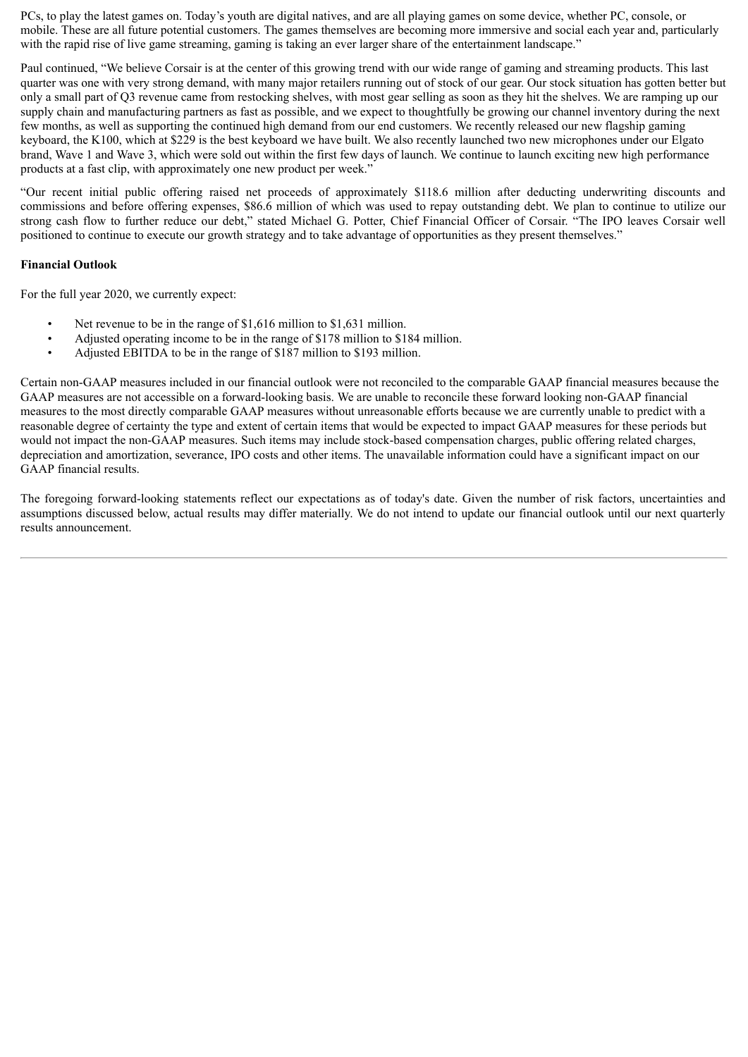PCs, to play the latest games on. Today's youth are digital natives, and are all playing games on some device, whether PC, console, or mobile. These are all future potential customers. The games themselves are becoming more immersive and social each year and, particularly with the rapid rise of live game streaming, gaming is taking an ever larger share of the entertainment landscape."

Paul continued, "We believe Corsair is at the center of this growing trend with our wide range of gaming and streaming products. This last quarter was one with very strong demand, with many major retailers running out of stock of our gear. Our stock situation has gotten better but only a small part of Q3 revenue came from restocking shelves, with most gear selling as soon as they hit the shelves. We are ramping up our supply chain and manufacturing partners as fast as possible, and we expect to thoughtfully be growing our channel inventory during the next few months, as well as supporting the continued high demand from our end customers. We recently released our new flagship gaming keyboard, the K100, which at $229 is the best keyboard we have built. We also recently launched two new microphones under our Elgato brand, Wave 1 and Wave 3, which were sold out within the first few days of launch. We continue to launch exciting new high performance products at a fast clip, with approximately one new product per week."

"Our recent initial public offering raised net proceeds of approximately $118.6 million after deducting underwriting discounts and commissions and before offering expenses, $86.6 million of which was used to repay outstanding debt. We plan to continue to utilize our strong cash flow to further reduce our debt," stated Michael G. Potter, Chief Financial Officer of Corsair. "The IPO leaves Corsair well positioned to continue to execute our growth strategy and to take advantage of opportunities as they present themselves."

**Financial Outlook**

For the full year 2020, we currently expect:

- Net revenue to be in the range of $1,616 million to $1,631 million.
- Adjusted operating income to be in the range of $178 million to $184 million.
- Adjusted EBITDA to be in the range of $187 million to $193 million.

Certain non-GAAP measures included in our financial outlook were not reconciled to the comparable GAAP financial measures because the GAAP measures are not accessible on a forward-looking basis. We are unable to reconcile these forward looking non-GAAP financial measures to the most directly comparable GAAP measures without unreasonable efforts because we are currently unable to predict with a reasonable degree of certainty the type and extent of certain items that would be expected to impact GAAP measures for these periods but would not impact the non-GAAP measures. Such items may include stock-based compensation charges, public offering related charges, depreciation and amortization, severance, IPO costs and other items. The unavailable information could have a significant impact on our GAAP financial results.

The foregoing forward-looking statements reflect our expectations as of today's date. Given the number of risk factors, uncertainties and assumptions discussed below, actual results may differ materially. We do not intend to update our financial outlook until our next quarterly results announcement.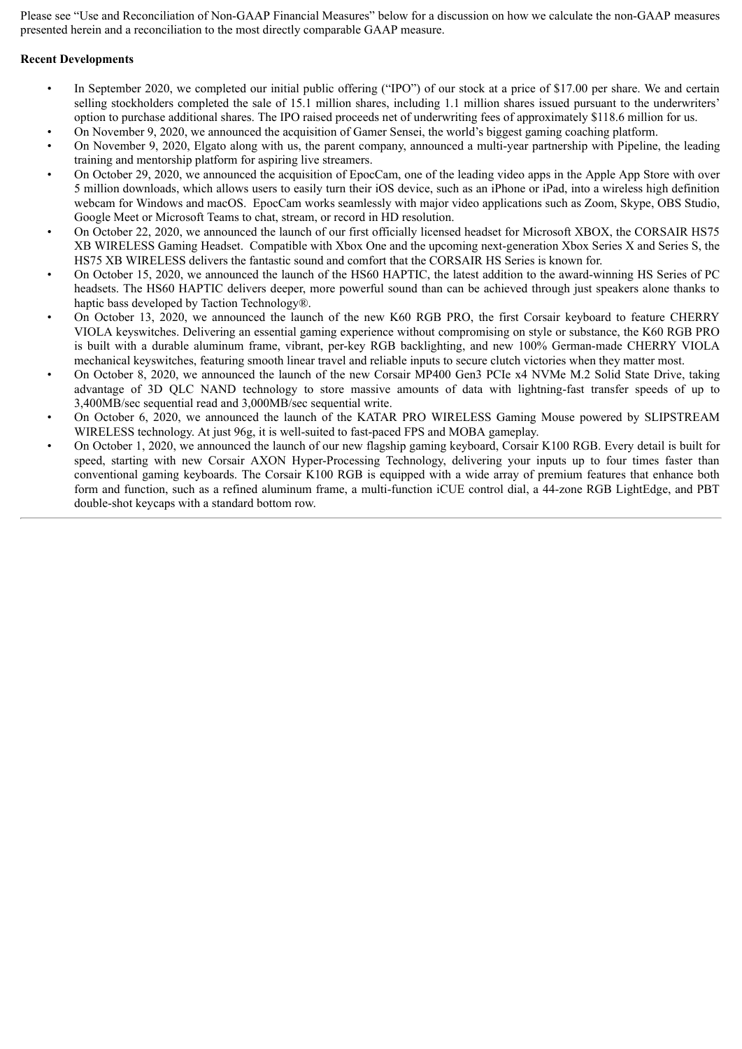Please see “Use and Reconciliation of Non-GAAP Financial Measures” below for a discussion on how we calculate the non-GAAP measures presented herein and a reconciliation to the most directly comparable GAAP measure.

**Recent Developments**

- In September 2020, we completed our initial public offering (“IPO”) of our stock at a price of $17.00 per share. We and certain selling stockholders completed the sale of 15.1 million shares, including 1.1 million shares issued pursuant to the underwriters’ option to purchase additional shares. The IPO raised proceeds net of underwriting fees of approximately $118.6 million for us.
- On November 9, 2020, we announced the acquisition of Gamer Sensei, the world’s biggest gaming coaching platform.
- On November 9, 2020, Elgato along with us, the parent company, announced a multi-year partnership with Pipeline, the leading training and mentorship platform for aspiring live streamers.
- On October 29, 2020, we announced the acquisition of EpocCam, one of the leading video apps in the Apple App Store with over 5 million downloads, which allows users to easily turn their iOS device, such as an iPhone or iPad, into a wireless high definition webcam for Windows and macOS. EpocCam works seamlessly with major video applications such as Zoom, Skype, OBS Studio, Google Meet or Microsoft Teams to chat, stream, or record in HD resolution.
- On October 22, 2020, we announced the launch of our first officially licensed headset for Microsoft XBOX, the CORSAIR HS75 XB WIRELESS Gaming Headset. Compatible with Xbox One and the upcoming next-generation Xbox Series X and Series S, the HS75 XB WIRELESS delivers the fantastic sound and comfort that the CORSAIR HS Series is known for.
- On October 15, 2020, we announced the launch of the HS60 HAPTIC, the latest addition to the award-winning HS Series of PC headsets. The HS60 HAPTIC delivers deeper, more powerful sound than can be achieved through just speakers alone thanks to haptic bass developed by Taction Technology®.
- On October 13, 2020, we announced the launch of the new K60 RGB PRO, the first Corsair keyboard to feature CHERRY VIOLA keyswitches. Delivering an essential gaming experience without compromising on style or substance, the K60 RGB PRO is built with a durable aluminum frame, vibrant, per-key RGB backlighting, and new 100% German-made CHERRY VIOLA mechanical keyswitches, featuring smooth linear travel and reliable inputs to secure clutch victories when they matter most.
- On October 8, 2020, we announced the launch of the new Corsair MP400 Gen3 PCIe x4 NVMe M.2 Solid State Drive, taking advantage of 3D QLC NAND technology to store massive amounts of data with lightning-fast transfer speeds of up to 3,400MB/sec sequential read and 3,000MB/sec sequential write.
- On October 6, 2020, we announced the launch of the KATAR PRO WIRELESS Gaming Mouse powered by SLIPSTREAM WIRELESS technology. At just 96g, it is well-suited to fast-paced FPS and MOBA gameplay.
- On October 1, 2020, we announced the launch of our new flagship gaming keyboard, Corsair K100 RGB. Every detail is built for speed, starting with new Corsair AXON Hyper-Processing Technology, delivering your inputs up to four times faster than conventional gaming keyboards. The Corsair K100 RGB is equipped with a wide array of premium features that enhance both form and function, such as a refined aluminum frame, a multi-function iCUE control dial, a 44-zone RGB LightEdge, and PBT double-shot keycaps with a standard bottom row.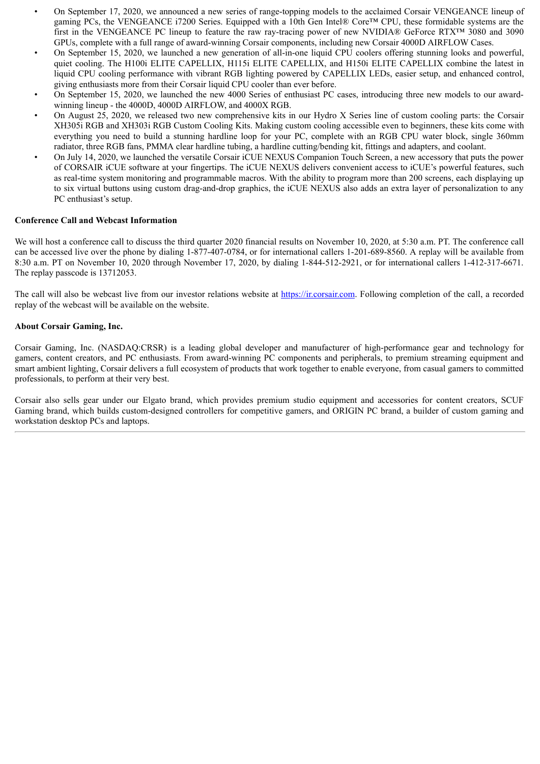- On September 17, 2020, we announced a new series of range-topping models to the acclaimed Corsair VENGEANCE lineup of gaming PCs, the VENGEANCE i7200 Series. Equipped with a 10th Gen Intel® Core™ CPU, these formidable systems are the first in the VENGEANCE PC lineup to feature the raw ray-tracing power of new NVIDIA® GeForce RTX™ 3080 and 3090 GPUs, complete with a full range of award-winning Corsair components, including new Corsair 4000D AIRFLOW Cases.
- On September 15, 2020, we launched a new generation of all-in-one liquid CPU coolers offering stunning looks and powerful, quiet cooling. The H100i ELITE CAPELLIX, H115i ELITE CAPELLIX, and H150i ELITE CAPELLIX combine the latest in liquid CPU cooling performance with vibrant RGB lighting powered by CAPELLIX LEDs, easier setup, and enhanced control, giving enthusiasts more from their Corsair liquid CPU cooler than ever before.
- On September 15, 2020, we launched the new 4000 Series of enthusiast PC cases, introducing three new models to our award-winning lineup - the 4000D, 4000D AIRFLOW, and 4000X RGB.
- On August 25, 2020, we released two new comprehensive kits in our Hydro X Series line of custom cooling parts: the Corsair XH305i RGB and XH303i RGB Custom Cooling Kits. Making custom cooling accessible even to beginners, these kits come with everything you need to build a stunning hardline loop for your PC, complete with an RGB CPU water block, single 360mm radiator, three RGB fans, PMMA clear hardline tubing, a hardline cutting/bending kit, fittings and adapters, and coolant.
- On July 14, 2020, we launched the versatile Corsair iCUE NEXUS Companion Touch Screen, a new accessory that puts the power of CORSAIR iCUE software at your fingertips. The iCUE NEXUS delivers convenient access to iCUE's powerful features, such as real-time system monitoring and programmable macros. With the ability to program more than 200 screens, each displaying up to six virtual buttons using custom drag-and-drop graphics, the iCUE NEXUS also adds an extra layer of personalization to any PC enthusiast's setup.

**Conference Call and Webcast Information**

We will host a conference call to discuss the third quarter 2020 financial results on November 10, 2020, at 5:30 a.m. PT. The conference call can be accessed live over the phone by dialing 1-877-407-0784, or for international callers 1-201-689-8560. A replay will be available from 8:30 a.m. PT on November 10, 2020 through November 17, 2020, by dialing 1-844-512-2921, or for international callers 1-412-317-6671. The replay passcode is 13712053.

The call will also be webcast live from our investor relations website at https://ir.corsair.com. Following completion of the call, a recorded replay of the webcast will be available on the website.

**About Corsair Gaming, Inc.**

Corsair Gaming, Inc. (NASDAQ:CRSR) is a leading global developer and manufacturer of high-performance gear and technology for gamers, content creators, and PC enthusiasts. From award-winning PC components and peripherals, to premium streaming equipment and smart ambient lighting, Corsair delivers a full ecosystem of products that work together to enable everyone, from casual gamers to committed professionals, to perform at their very best.

Corsair also sells gear under our Elgato brand, which provides premium studio equipment and accessories for content creators, SCUF Gaming brand, which builds custom-designed controllers for competitive gamers, and ORIGIN PC brand, a builder of custom gaming and workstation desktop PCs and laptops.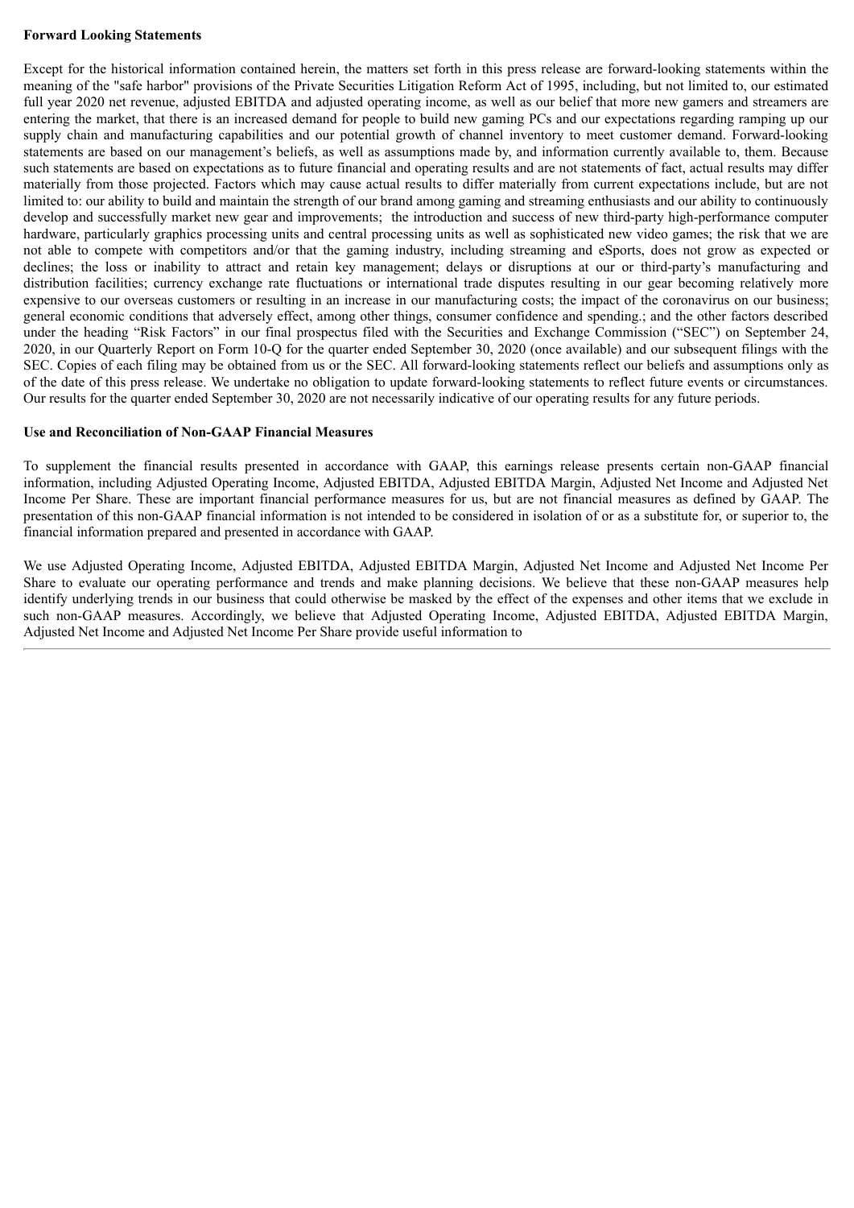**Forward Looking Statements**

Except for the historical information contained herein, the matters set forth in this press release are forward-looking statements within the meaning of the "safe harbor" provisions of the Private Securities Litigation Reform Act of 1995, including, but not limited to, our estimated full year 2020 net revenue, adjusted EBITDA and adjusted operating income, as well as our belief that more new gamers and streamers are entering the market, that there is an increased demand for people to build new gaming PCs and our expectations regarding ramping up our supply chain and manufacturing capabilities and our potential growth of channel inventory to meet customer demand. Forward-looking statements are based on our management's beliefs, as well as assumptions made by, and information currently available to, them. Because such statements are based on expectations as to future financial and operating results and are not statements of fact, actual results may differ materially from those projected. Factors which may cause actual results to differ materially from current expectations include, but are not limited to: our ability to build and maintain the strength of our brand among gaming and streaming enthusiasts and our ability to continuously develop and successfully market new gear and improvements; the introduction and success of new third-party high-performance computer hardware, particularly graphics processing units and central processing units as well as sophisticated new video games; the risk that we are not able to compete with competitors and/or that the gaming industry, including streaming and eSports, does not grow as expected or declines; the loss or inability to attract and retain key management; delays or disruptions at our or third-party's manufacturing and distribution facilities; currency exchange rate fluctuations or international trade disputes resulting in our gear becoming relatively more expensive to our overseas customers or resulting in an increase in our manufacturing costs; the impact of the coronavirus on our business; general economic conditions that adversely effect, among other things, consumer confidence and spending.; and the other factors described under the heading "Risk Factors" in our final prospectus filed with the Securities and Exchange Commission ("SEC") on September 24, 2020, in our Quarterly Report on Form 10-Q for the quarter ended September 30, 2020 (once available) and our subsequent filings with the SEC. Copies of each filing may be obtained from us or the SEC. All forward-looking statements reflect our beliefs and assumptions only as of the date of this press release. We undertake no obligation to update forward-looking statements to reflect future events or circumstances. Our results for the quarter ended September 30, 2020 are not necessarily indicative of our operating results for any future periods.

**Use and Reconciliation of Non-GAAP Financial Measures**

To supplement the financial results presented in accordance with GAAP, this earnings release presents certain non-GAAP financial information, including Adjusted Operating Income, Adjusted EBITDA, Adjusted EBITDA Margin, Adjusted Net Income and Adjusted Net Income Per Share. These are important financial performance measures for us, but are not financial measures as defined by GAAP. The presentation of this non-GAAP financial information is not intended to be considered in isolation of or as a substitute for, or superior to, the financial information prepared and presented in accordance with GAAP.

We use Adjusted Operating Income, Adjusted EBITDA, Adjusted EBITDA Margin, Adjusted Net Income and Adjusted Net Income Per Share to evaluate our operating performance and trends and make planning decisions. We believe that these non-GAAP measures help identify underlying trends in our business that could otherwise be masked by the effect of the expenses and other items that we exclude in such non-GAAP measures. Accordingly, we believe that Adjusted Operating Income, Adjusted EBITDA, Adjusted EBITDA Margin, Adjusted Net Income and Adjusted Net Income Per Share provide useful information to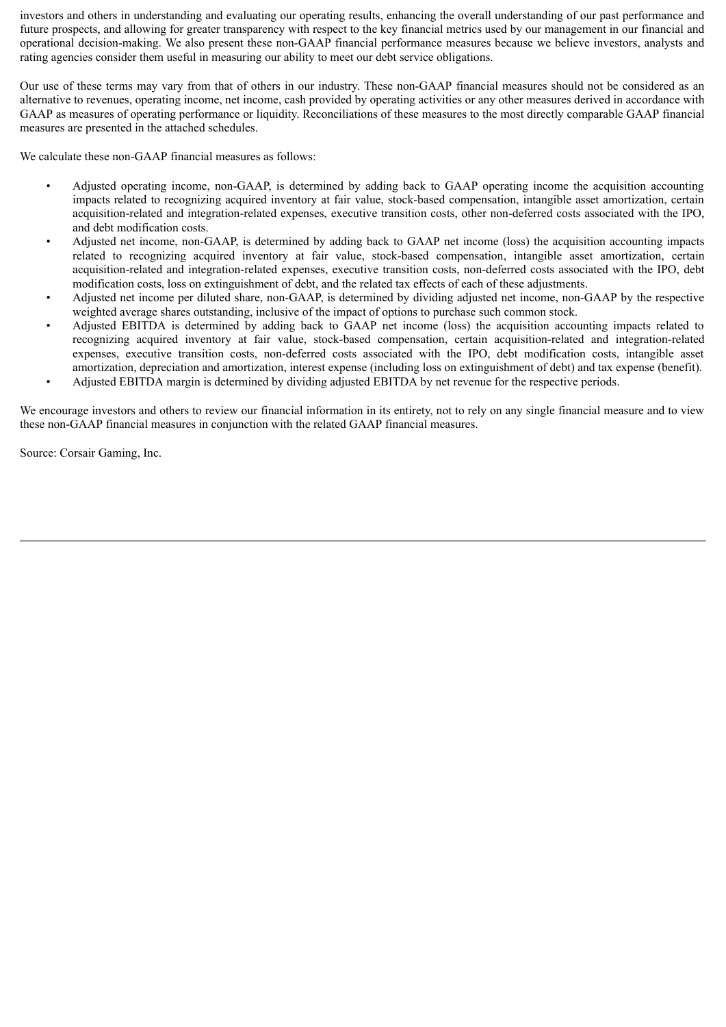investors and others in understanding and evaluating our operating results, enhancing the overall understanding of our past performance and future prospects, and allowing for greater transparency with respect to the key financial metrics used by our management in our financial and operational decision-making. We also present these non-GAAP financial performance measures because we believe investors, analysts and rating agencies consider them useful in measuring our ability to meet our debt service obligations.

Our use of these terms may vary from that of others in our industry. These non-GAAP financial measures should not be considered as an alternative to revenues, operating income, net income, cash provided by operating activities or any other measures derived in accordance with GAAP as measures of operating performance or liquidity. Reconciliations of these measures to the most directly comparable GAAP financial measures are presented in the attached schedules.

We calculate these non-GAAP financial measures as follows:

- Adjusted operating income, non-GAAP, is determined by adding back to GAAP operating income the acquisition accounting impacts related to recognizing acquired inventory at fair value, stock-based compensation, intangible asset amortization, certain acquisition-related and integration-related expenses, executive transition costs, other non-deferred costs associated with the IPO, and debt modification costs.
- Adjusted net income, non-GAAP, is determined by adding back to GAAP net income (loss) the acquisition accounting impacts related to recognizing acquired inventory at fair value, stock-based compensation, intangible asset amortization, certain acquisition-related and integration-related expenses, executive transition costs, non-deferred costs associated with the IPO, debt modification costs, loss on extinguishment of debt, and the related tax effects of each of these adjustments.
- Adjusted net income per diluted share, non-GAAP, is determined by dividing adjusted net income, non-GAAP by the respective weighted average shares outstanding, inclusive of the impact of options to purchase such common stock.
- Adjusted EBITDA is determined by adding back to GAAP net income (loss) the acquisition accounting impacts related to recognizing acquired inventory at fair value, stock-based compensation, certain acquisition-related and integration-related expenses, executive transition costs, non-deferred costs associated with the IPO, debt modification costs, intangible asset amortization, depreciation and amortization, interest expense (including loss on extinguishment of debt) and tax expense (benefit).
- Adjusted EBITDA margin is determined by dividing adjusted EBITDA by net revenue for the respective periods.

We encourage investors and others to review our financial information in its entirety, not to rely on any single financial measure and to view these non-GAAP financial measures in conjunction with the related GAAP financial measures.

Source: Corsair Gaming, Inc.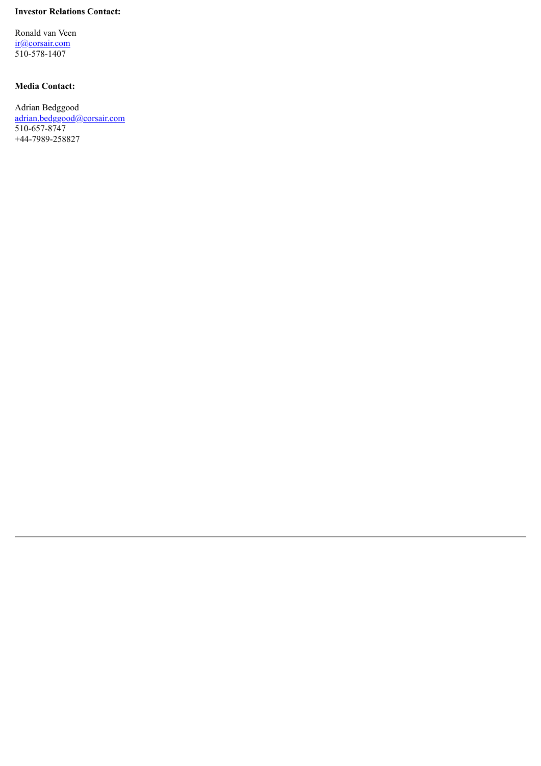**Investor Relations Contact:**

Ronald van Veen
ir@corsair.com
510-578-1407

**Media Contact:**

Adrian Bedggood
adrian.bedggood@corsair.com
510-657-8747
+44-7989-258827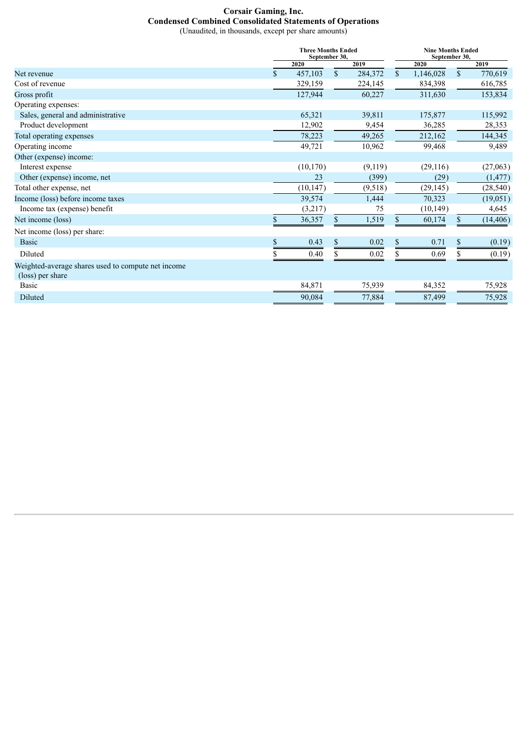# Corsair Gaming, Inc.
## Condensed Combined Consolidated Statements of Operations
(Unaudited, in thousands, except per share amounts)

| | Three Months Ended September 30, | | Nine Months Ended September 30, | |
|---|---|---|---|---|
| | 2020 | 2019 | 2020 | 2019 |
| Net revenue | $ 457,103 | $ 284,372 | $ 1,146,028 | $ 770,619 |
| Cost of revenue | 329,159 | 224,145 | 834,398 | 616,785 |
| Gross profit | 127,944 | 60,227 | 311,630 | 153,834 |
| Operating expenses: | | | | |
| Sales, general and administrative | 65,321 | 39,811 | 175,877 | 115,992 |
| Product development | 12,902 | 9,454 | 36,285 | 28,353 |
| Total operating expenses | 78,223 | 49,265 | 212,162 | 144,345 |
| Operating income | 49,721 | 10,962 | 99,468 | 9,489 |
| Other (expense) income: | | | | |
| Interest expense | (10,170) | (9,119) | (29,116) | (27,063) |
| Other (expense) income, net | 23 | (399) | (29) | (1,477) |
| Total other expense, net | (10,147) | (9,518) | (29,145) | (28,540) |
| Income (loss) before income taxes | 39,574 | 1,444 | 70,323 | (19,051) |
| Income tax (expense) benefit | (3,217) | 75 | (10,149) | 4,645 |
| Net income (loss) | $ 36,357 | $ 1,519 | $ 60,174 | $ (14,406) |
| Net income (loss) per share: | | | | |
| Basic | $ 0.43 | $ 0.02 | $ 0.71 | $ (0.19) |
| Diluted | $ 0.40 | $ 0.02 | $ 0.69 | $ (0.19) |
| Weighted-average shares used to compute net income (loss) per share | | | | |
| Basic | 84,871 | 75,939 | 84,352 | 75,928 |
| Diluted | 90,084 | 77,884 | 87,499 | 75,928 |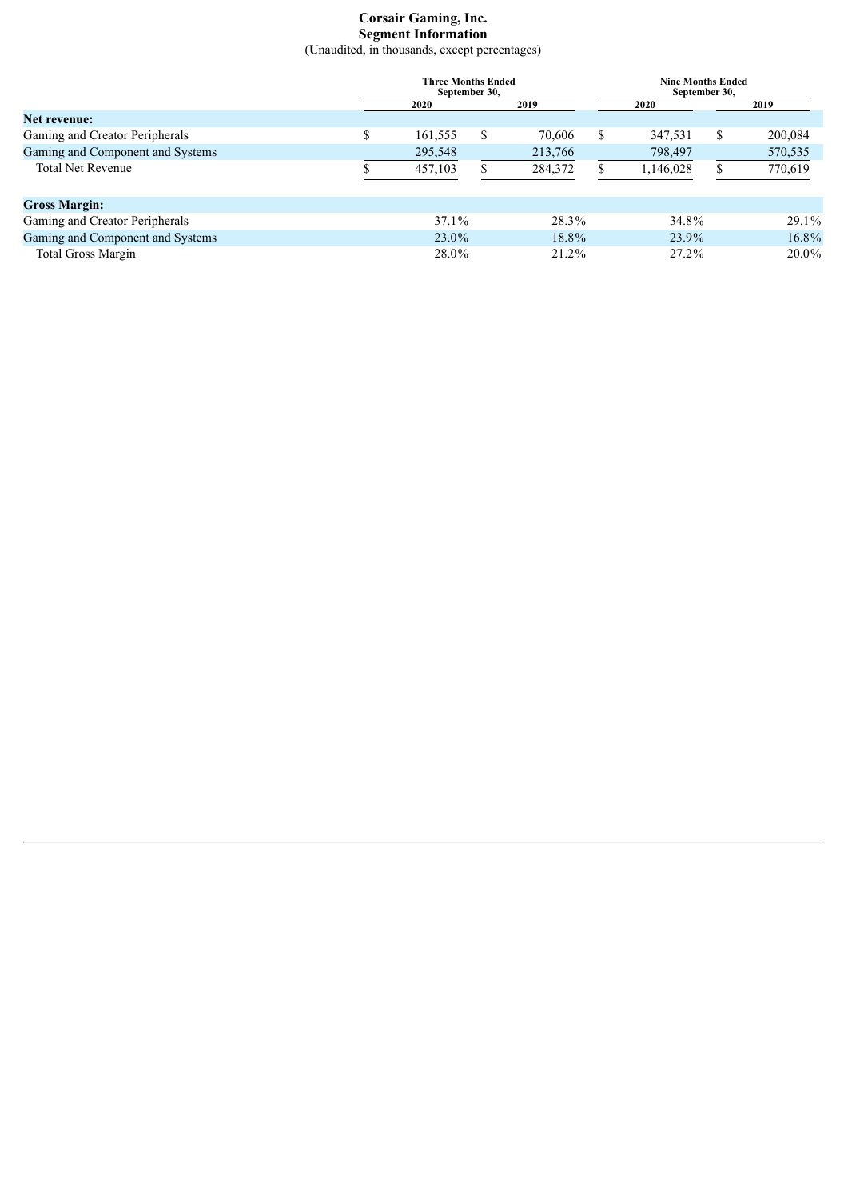# Corsair Gaming, Inc.
## Segment Information

(Unaudited, in thousands, except percentages)

| | Three Months Ended September 30, | | Nine Months Ended September 30, | |
|---|---|---|---|---|
| | 2020 | 2019 | 2020 | 2019 |
| **Net revenue:** | | | | |
| Gaming and Creator Peripherals | $ 161,555 | $ 70,606 | $ 347,531 | $ 200,084 |
| Gaming and Component and Systems | 295,548 | 213,766 | 798,497 | 570,535 |
| Total Net Revenue | $ 457,103 | $ 284,372 | $ 1,146,028 | $ 770,619 |
| **Gross Margin:** | | | | |
| Gaming and Creator Peripherals | 37.1% | 28.3% | 34.8% | 29.1% |
| Gaming and Component and Systems | 23.0% | 18.8% | 23.9% | 16.8% |
| Total Gross Margin | 28.0% | 21.2% | 27.2% | 20.0% |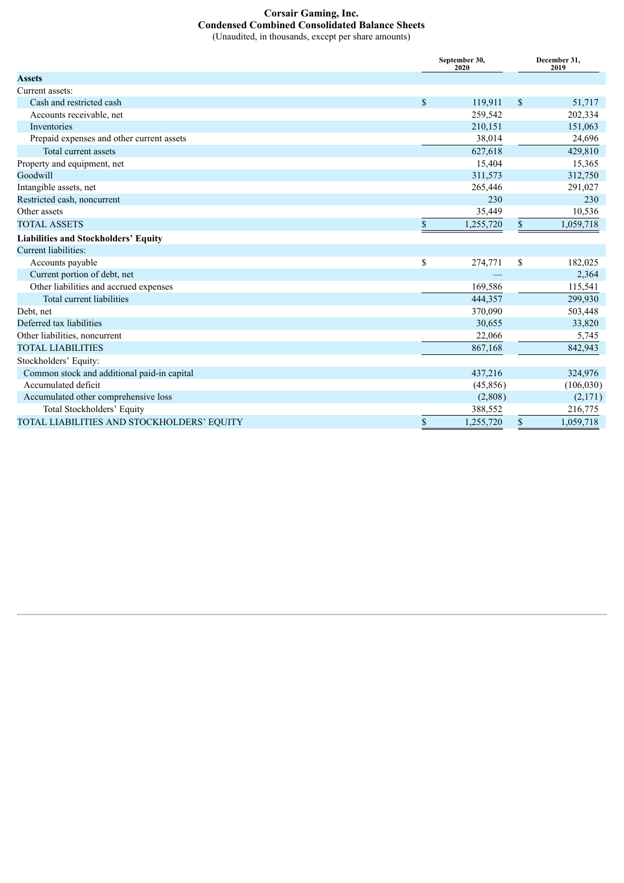# Corsair Gaming, Inc.

## Condensed Combined Consolidated Balance Sheets

(Unaudited, in thousands, except per share amounts)

| | September 30, 2020 | December 31, 2019 |
|---|---|---|
| **Assets** | | |
| Current assets: | | |
| Cash and restricted cash | $ 119,911 | $ 51,717 |
| Accounts receivable, net | 259,542 | 202,334 |
| Inventories | 210,151 | 151,063 |
| Prepaid expenses and other current assets | 38,014 | 24,696 |
| Total current assets | 627,618 | 429,810 |
| Property and equipment, net | 15,404 | 15,365 |
| Goodwill | 311,573 | 312,750 |
| Intangible assets, net | 265,446 | 291,027 |
| Restricted cash, noncurrent | 230 | 230 |
| Other assets | 35,449 | 10,536 |
| TOTAL ASSETS | $ 1,255,720 | $ 1,059,718 |
| **Liabilities and Stockholders' Equity** | | |
| Current liabilities: | | |
| Accounts payable | $ 274,771 | $ 182,025 |
| Current portion of debt, net | — | 2,364 |
| Other liabilities and accrued expenses | 169,586 | 115,541 |
| Total current liabilities | 444,357 | 299,930 |
| Debt, net | 370,090 | 503,448 |
| Deferred tax liabilities | 30,655 | 33,820 |
| Other liabilities, noncurrent | 22,066 | 5,745 |
| TOTAL LIABILITIES | 867,168 | 842,943 |
| Stockholders' Equity: | | |
| Common stock and additional paid-in capital | 437,216 | 324,976 |
| Accumulated deficit | (45,856) | (106,030) |
| Accumulated other comprehensive loss | (2,808) | (2,171) |
| Total Stockholders' Equity | 388,552 | 216,775 |
| TOTAL LIABILITIES AND STOCKHOLDERS' EQUITY | $ 1,255,720 | $ 1,059,718 |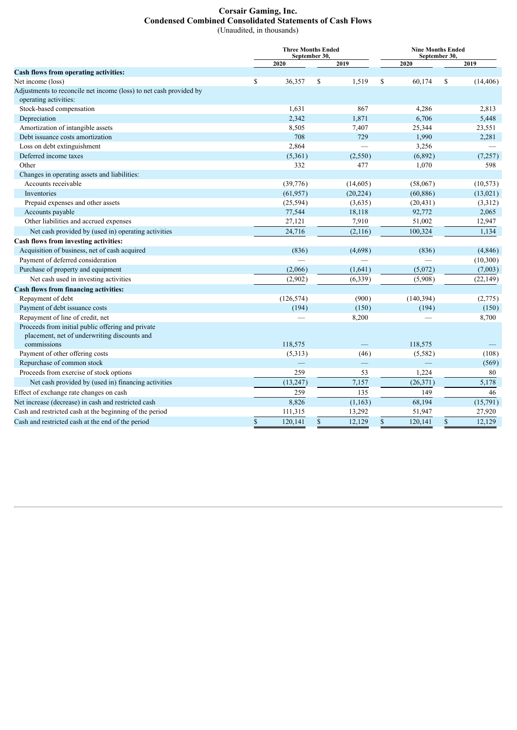# Corsair Gaming, Inc.
## Condensed Combined Consolidated Statements of Cash Flows
(Unaudited, in thousands)

| | Three Months Ended September 30, | | Nine Months Ended September 30, | |
|---|---|---|---|---|
| | 2020 | 2019 | 2020 | 2019 |
| **Cash flows from operating activities:** | | | | |
| Net income (loss) | $ 36,357 | $ 1,519 | $ 60,174 | $ (14,406) |
| Adjustments to reconcile net income (loss) to net cash provided by operating activities: | | | | |
| Stock-based compensation | 1,631 | 867 | 4,286 | 2,813 |
| Depreciation | 2,342 | 1,871 | 6,706 | 5,448 |
| Amortization of intangible assets | 8,505 | 7,407 | 25,344 | 23,551 |
| Debt issuance costs amortization | 708 | 729 | 1,990 | 2,281 |
| Loss on debt extinguishment | 2,864 | — | 3,256 | — |
| Deferred income taxes | (5,361) | (2,550) | (6,892) | (7,257) |
| Other | 332 | 477 | 1,070 | 598 |
| Changes in operating assets and liabilities: | | | | |
| Accounts receivable | (39,776) | (14,605) | (58,067) | (10,573) |
| Inventories | (61,957) | (20,224) | (60,886) | (13,021) |
| Prepaid expenses and other assets | (25,594) | (3,635) | (20,431) | (3,312) |
| Accounts payable | 77,544 | 18,118 | 92,772 | 2,065 |
| Other liabilities and accrued expenses | 27,121 | 7,910 | 51,002 | 12,947 |
| Net cash provided by (used in) operating activities | 24,716 | (2,116) | 100,324 | 1,134 |
| **Cash flows from investing activities:** | | | | |
| Acquisition of business, net of cash acquired | (836) | (4,698) | (836) | (4,846) |
| Payment of deferred consideration | — | — | — | (10,300) |
| Purchase of property and equipment | (2,066) | (1,641) | (5,072) | (7,003) |
| Net cash used in investing activities | (2,902) | (6,339) | (5,908) | (22,149) |
| **Cash flows from financing activities:** | | | | |
| Repayment of debt | (126,574) | (900) | (140,394) | (2,775) |
| Payment of debt issuance costs | (194) | (150) | (194) | (150) |
| Repayment of line of credit, net | — | 8,200 | — | 8,700 |
| Proceeds from initial public offering and private placement, net of underwriting discounts and commissions | 118,575 | — | 118,575 | — |
| Payment of other offering costs | (5,313) | (46) | (5,582) | (108) |
| Repurchase of common stock | — | — | — | (569) |
| Proceeds from exercise of stock options | 259 | 53 | 1,224 | 80 |
| Net cash provided by (used in) financing activities | (13,247) | 7,157 | (26,371) | 5,178 |
| Effect of exchange rate changes on cash | 259 | 135 | 149 | 46 |
| Net increase (decrease) in cash and restricted cash | 8,826 | (1,163) | 68,194 | (15,791) |
| Cash and restricted cash at the beginning of the period | 111,315 | 13,292 | 51,947 | 27,920 |
| Cash and restricted cash at the end of the period | $ 120,141 | $ 12,129 | $ 120,141 | $ 12,129 |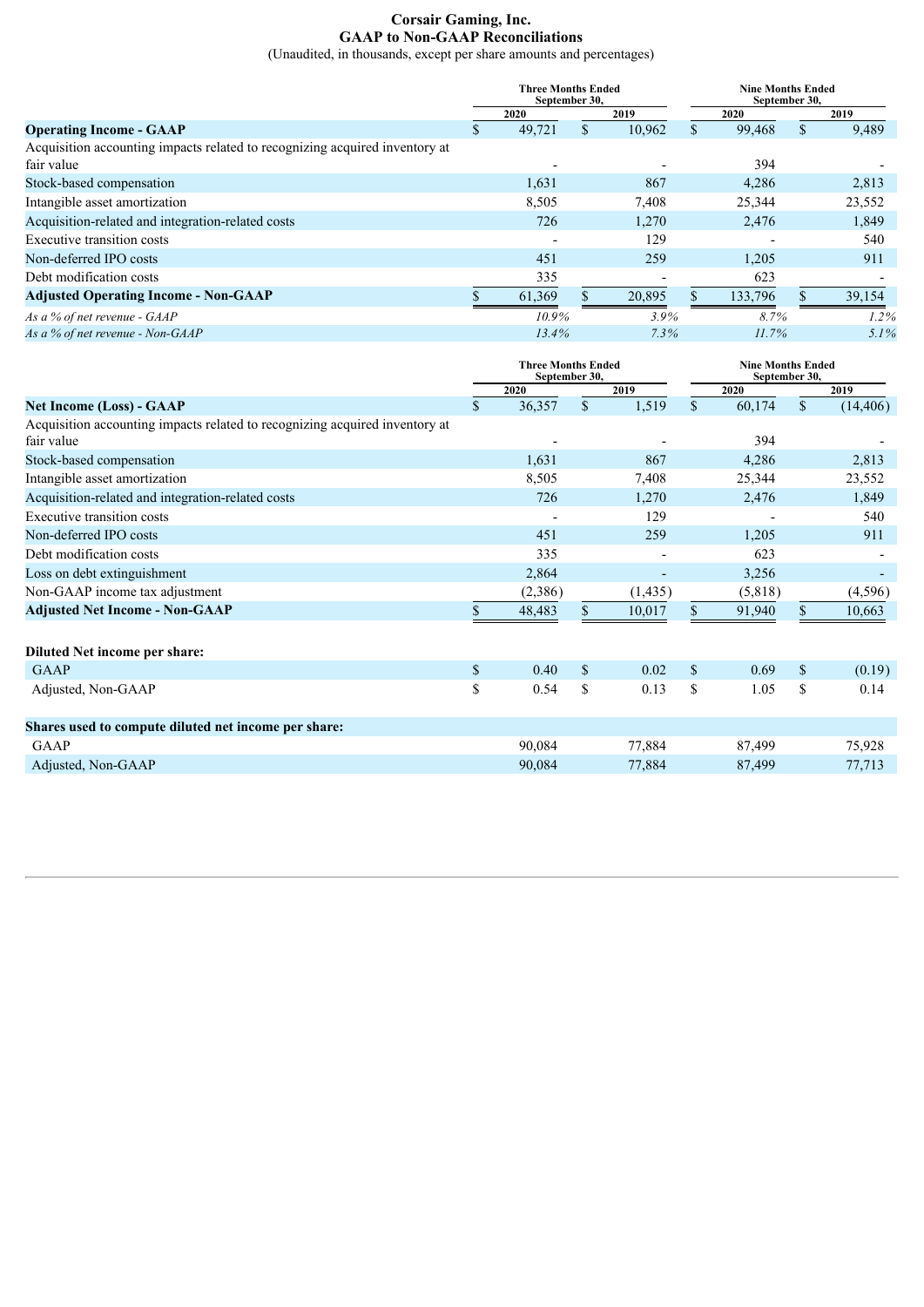# Corsair Gaming, Inc.
## GAAP to Non-GAAP Reconciliations
(Unaudited, in thousands, except per share amounts and percentages)

| | Three Months Ended September 30, | | Nine Months Ended September 30, | |
|---|---|---|---|---|
| | 2020 | 2019 | 2020 | 2019 |
| **Operating Income - GAAP** | $ 49,721 | $ 10,962 | $ 99,468 | $ 9,489 |
| Acquisition accounting impacts related to recognizing acquired inventory at fair value | - | - | 394 | - |
| Stock-based compensation | 1,631 | 867 | 4,286 | 2,813 |
| Intangible asset amortization | 8,505 | 7,408 | 25,344 | 23,552 |
| Acquisition-related and integration-related costs | 726 | 1,270 | 2,476 | 1,849 |
| Executive transition costs | - | 129 | - | 540 |
| Non-deferred IPO costs | 451 | 259 | 1,205 | 911 |
| Debt modification costs | 335 | - | 623 | - |
| **Adjusted Operating Income - Non-GAAP** | $ 61,369 | $ 20,895 | $ 133,796 | $ 39,154 |
| *As a % of net revenue - GAAP* | *10.9%* | *3.9%* | *8.7%* | *1.2%* |
| *As a % of net revenue - Non-GAAP* | *13.4%* | *7.3%* | *11.7%* | *5.1%* |

| | Three Months Ended September 30, | | Nine Months Ended September 30, | |
|---|---|---|---|---|
| | 2020 | 2019 | 2020 | 2019 |
| **Net Income (Loss) - GAAP** | $ 36,357 | $ 1,519 | $ 60,174 | $ (14,406) |
| Acquisition accounting impacts related to recognizing acquired inventory at fair value | - | - | 394 | - |
| Stock-based compensation | 1,631 | 867 | 4,286 | 2,813 |
| Intangible asset amortization | 8,505 | 7,408 | 25,344 | 23,552 |
| Acquisition-related and integration-related costs | 726 | 1,270 | 2,476 | 1,849 |
| Executive transition costs | - | 129 | - | 540 |
| Non-deferred IPO costs | 451 | 259 | 1,205 | 911 |
| Debt modification costs | 335 | - | 623 | - |
| Loss on debt extinguishment | 2,864 | - | 3,256 | - |
| Non-GAAP income tax adjustment | (2,386) | (1,435) | (5,818) | (4,596) |
| **Adjusted Net Income - Non-GAAP** | $ 48,483 | $ 10,017 | $ 91,940 | $ 10,663 |
| | | | | |
| **Diluted Net income per share:** | | | | |
| GAAP | $ 0.40 | $ 0.02 | $ 0.69 | $ (0.19) |
| Adjusted, Non-GAAP | $ 0.54 | $ 0.13 | $ 1.05 | $ 0.14 |
| | | | | |
| **Shares used to compute diluted net income per share:** | | | | |
| GAAP | 90,084 | 77,884 | 87,499 | 75,928 |
| Adjusted, Non-GAAP | 90,084 | 77,884 | 87,499 | 77,713 |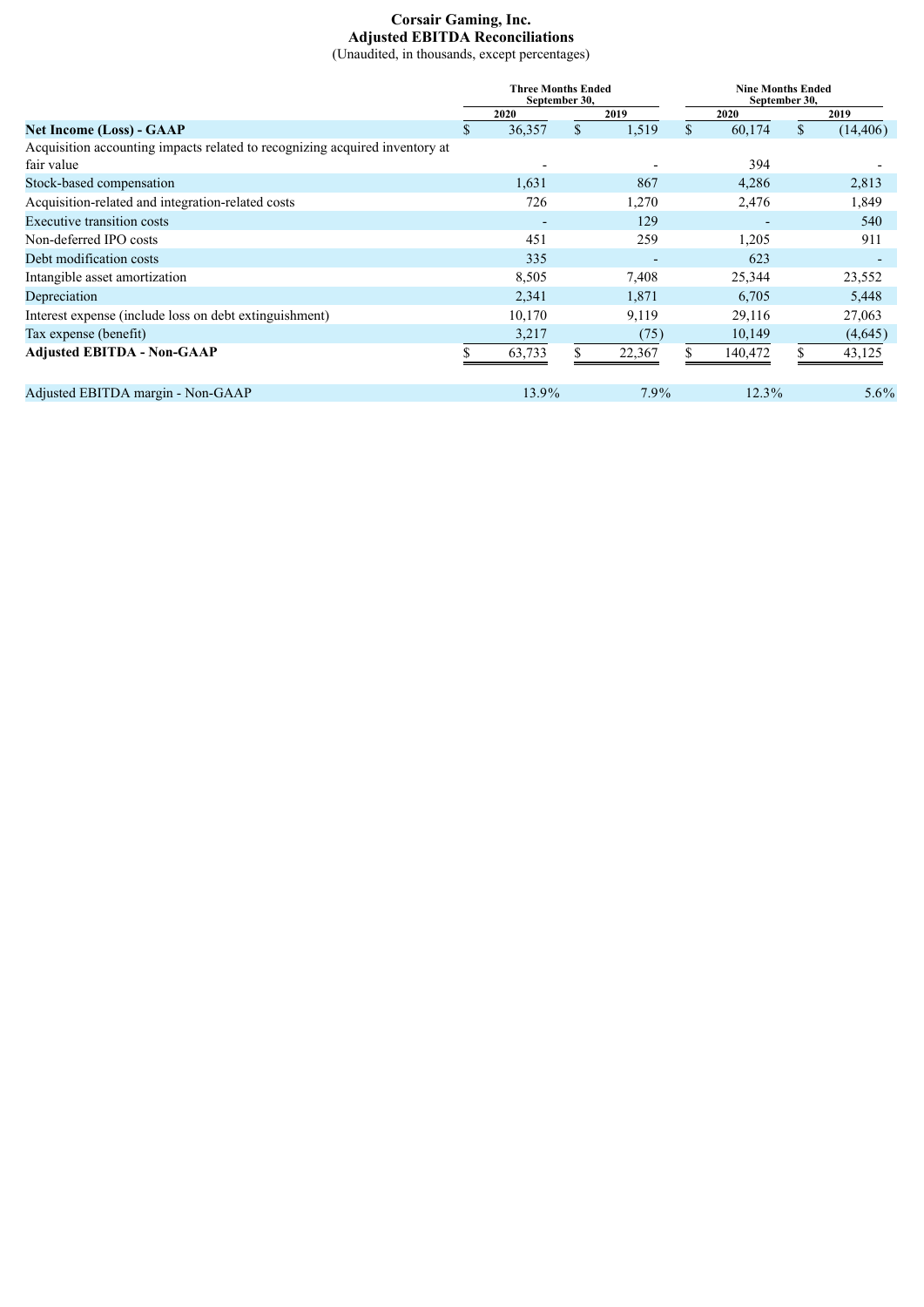**Corsair Gaming, Inc.**
**Adjusted EBITDA Reconciliations**
(Unaudited, in thousands, except percentages)

| | Three Months Ended September 30, | | Nine Months Ended September 30, | |
|---|---|---|---|---|
| | 2020 | 2019 | 2020 | 2019 |
| **Net Income (Loss) - GAAP** | $ 36,357 | $ 1,519 | $ 60,174 | $ (14,406) |
| Acquisition accounting impacts related to recognizing acquired inventory at fair value | - | - | 394 | - |
| Stock-based compensation | 1,631 | 867 | 4,286 | 2,813 |
| Acquisition-related and integration-related costs | 726 | 1,270 | 2,476 | 1,849 |
| Executive transition costs | - | 129 | - | 540 |
| Non-deferred IPO costs | 451 | 259 | 1,205 | 911 |
| Debt modification costs | 335 | - | 623 | - |
| Intangible asset amortization | 8,505 | 7,408 | 25,344 | 23,552 |
| Depreciation | 2,341 | 1,871 | 6,705 | 5,448 |
| Interest expense (include loss on debt extinguishment) | 10,170 | 9,119 | 29,116 | 27,063 |
| Tax expense (benefit) | 3,217 | (75) | 10,149 | (4,645) |
| **Adjusted EBITDA - Non-GAAP** | $ 63,733 | $ 22,367 | $ 140,472 | $ 43,125 |
| | | | | |
| Adjusted EBITDA margin - Non-GAAP | 13.9% | 7.9% | 12.3% | 5.6% |